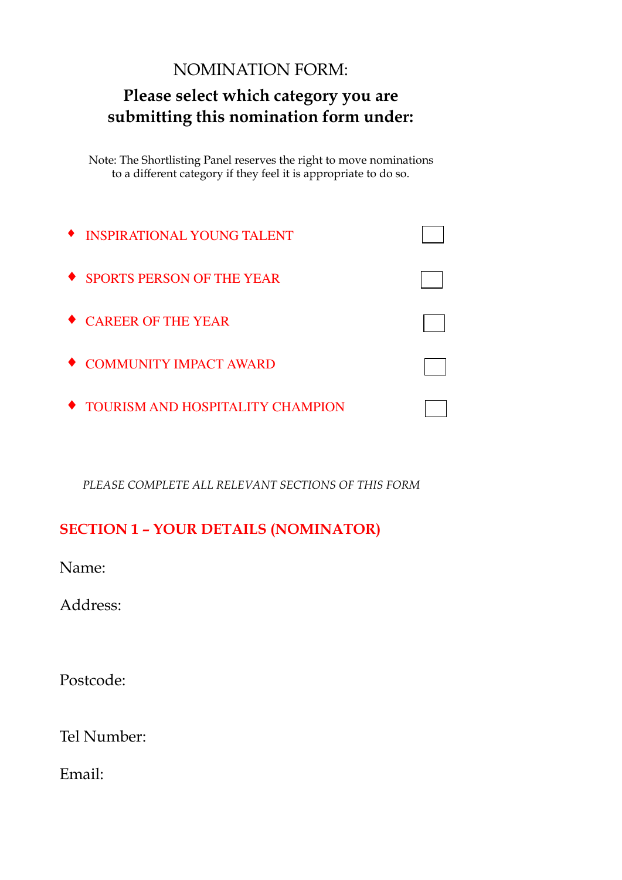# NOMINATION FORM:

## Please select which category you are submitting this nomination form under:

Note: The Shortlisting Panel reserves the right to move nominations to a different category if they feel it is appropriate to do so.

- INSPIRATIONAL YOUNG TALENT ☐
- SPORTS PERSON OF THE YEAR ☐
- CAREER OF THE YEAR ☐
- COMMUNITY IMPACT AWARD ☐
- TOURISM AND HOSPITALITY CHAMPION ☐

*PLEASE COMPLETE ALL RELEVANT SECTIONS OF THIS FORM*

## SECTION 1 – YOUR DETAILS (NOMINATOR)

Name:

Address:

Postcode:

Tel Number:

Email: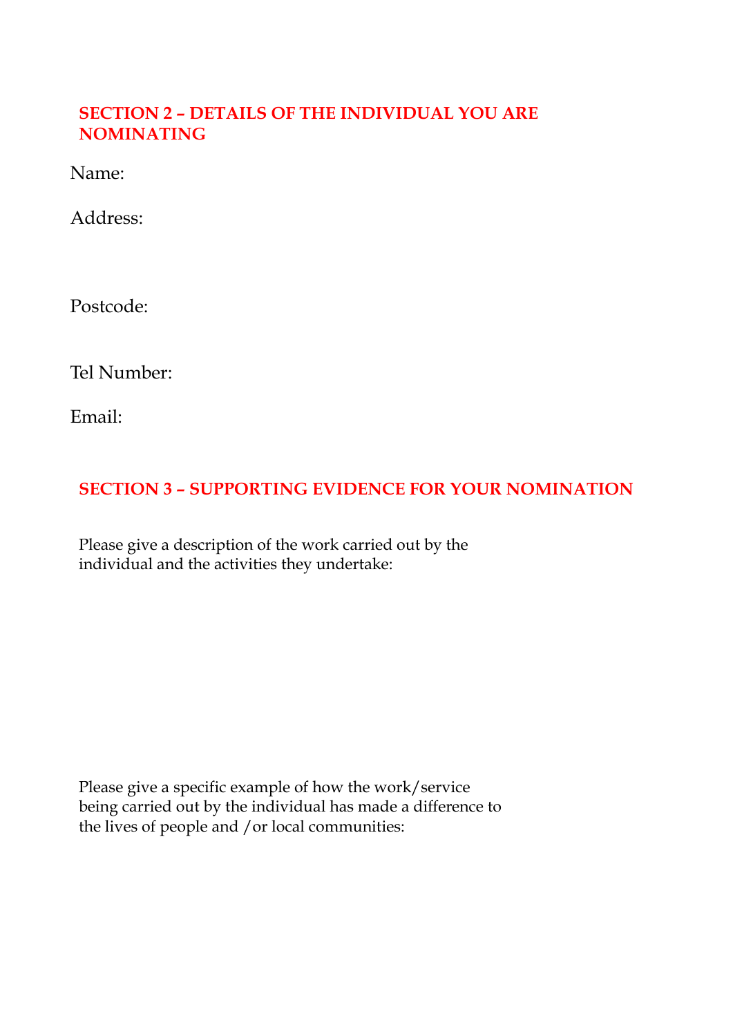## SECTION 2 – DETAILS OF THE INDIVIDUAL YOU ARE NOMINATING

Name:

Address:

Postcode:

Tel Number:

Email:

## SECTION 3 – SUPPORTING EVIDENCE FOR YOUR NOMINATION

Please give a description of the work carried out by the individual and the activities they undertake:

Please give a specific example of how the work/service being carried out by the individual has made a difference to the lives of people and /or local communities: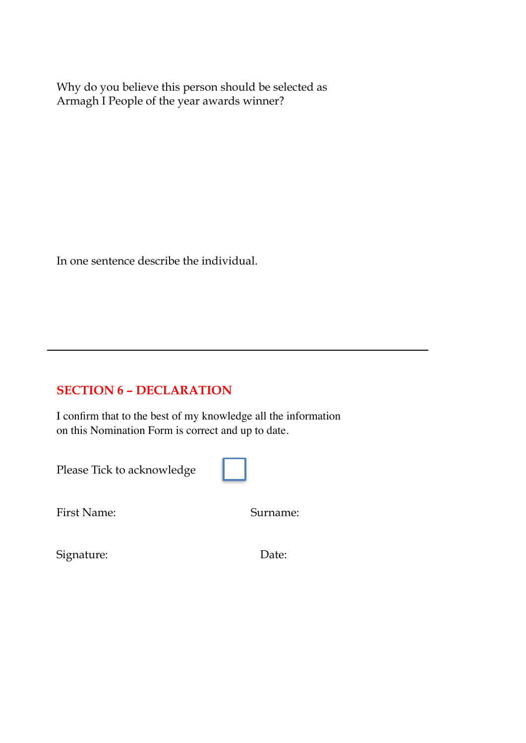Why do you believe this person should be selected as Armagh I People of the year awards winner?

In one sentence describe the individual.

---

## SECTION 6 – DECLARATION

I confirm that to the best of my knowledge all the information on this Nomination Form is correct and up to date.

Please Tick to acknowledge ☐

First Name: Surname:

Signature: Date: